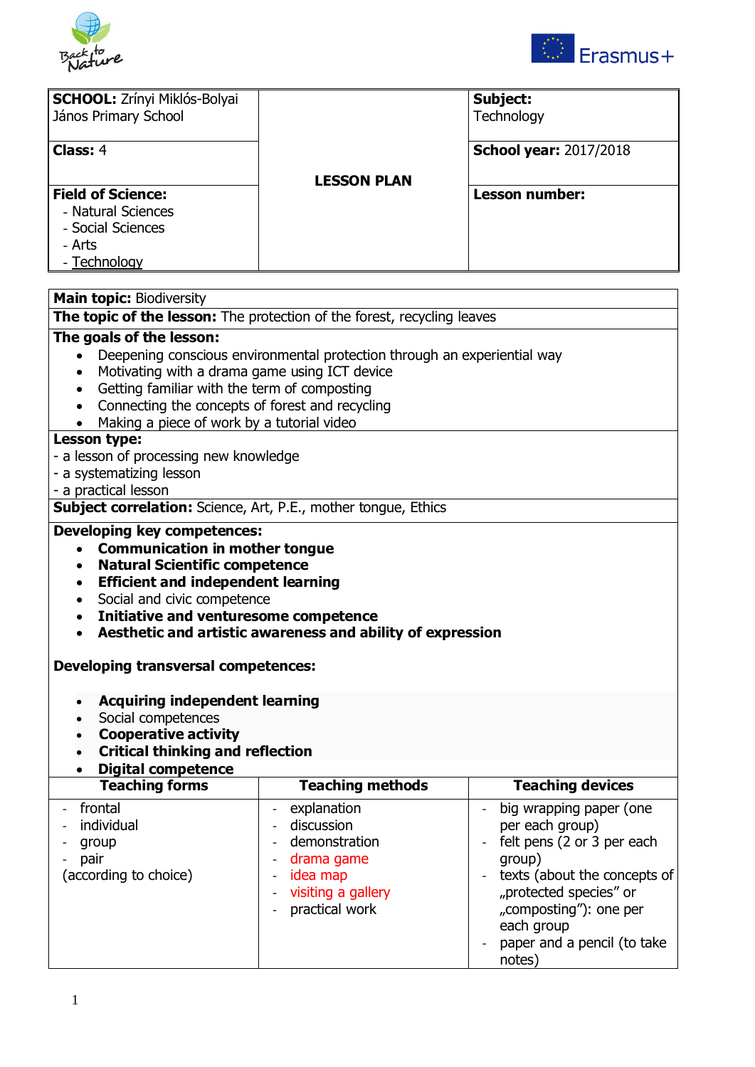| **SCHOOL:** Zrínyi Miklós-Bolyai János Primary School | **LESSON PLAN** | **Subject:** Technology |
|---|---|---|
| **Class:** 4 | | **School year:** 2017/2018 |
| **Field of Science:**<br>- Natural Sciences<br>- Social Sciences<br>- Arts<br>- Technology | | **Lesson number:** |

**Main topic:** Biodiversity

**The topic of the lesson:** The protection of the forest, recycling leaves

**The goals of the lesson:**

- Deepening conscious environmental protection through an experiential way
- Motivating with a drama game using ICT device
- Getting familiar with the term of composting
- Connecting the concepts of forest and recycling
- Making a piece of work by a tutorial video

**Lesson type:**

- a lesson of processing new knowledge
- a systematizing lesson
- a practical lesson

**Subject correlation:** Science, Art, P.E., mother tongue, Ethics

**Developing key competences:**

- **Communication in mother tongue**
- **Natural Scientific competence**
- **Efficient and independent learning**
- Social and civic competence
- **Initiative and venturesome competence**
- **Aesthetic and artistic awareness and ability of expression**

**Developing transversal competences:**

- **Acquiring independent learning**
- Social competences
- **Cooperative activity**
- **Critical thinking and reflection**
- **Digital competence**

| Teaching forms | Teaching methods | Teaching devices |
|---|---|---|
| - frontal<br>- individual<br>- group<br>- pair<br>(according to choice) | - explanation<br>- discussion<br>- demonstration<br>- drama game<br>- idea map<br>- visiting a gallery<br>- practical work | - big wrapping paper (one per each group)<br>- felt pens (2 or 3 per each group)<br>- texts (about the concepts of „protected species" or „composting"): one per each group<br>- paper and a pencil (to take notes) |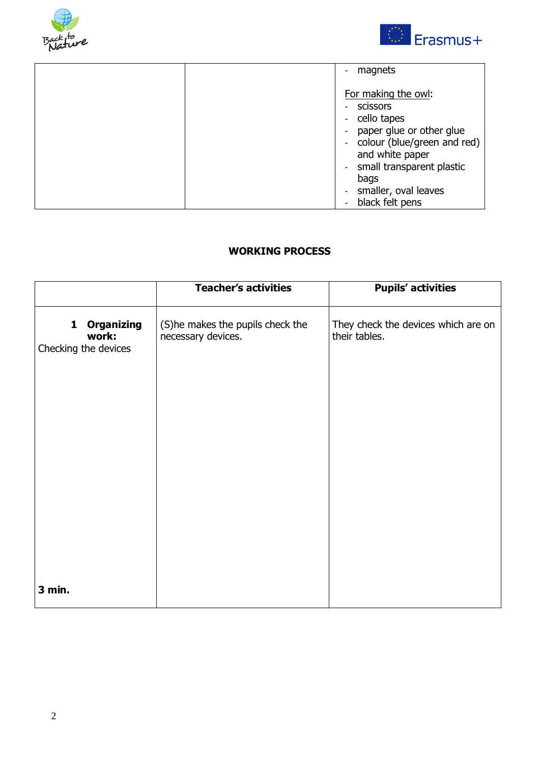|  |  | - magnets<br><br><u>For making the owl</u>:<br>- scissors<br>- cello tapes<br>- paper glue or other glue<br>- colour (blue/green and red) and white paper<br>- small transparent plastic bags<br>- smaller, oval leaves<br>- black felt pens |
|---|---|---|

**WORKING PROCESS**

|  | **Teacher's activities** | **Pupils' activities** |
|---|---|---|
| **1 Organizing work:**<br>Checking the devices<br><br>**3 min.** | (S)he makes the pupils check the necessary devices. | They check the devices which are on their tables. |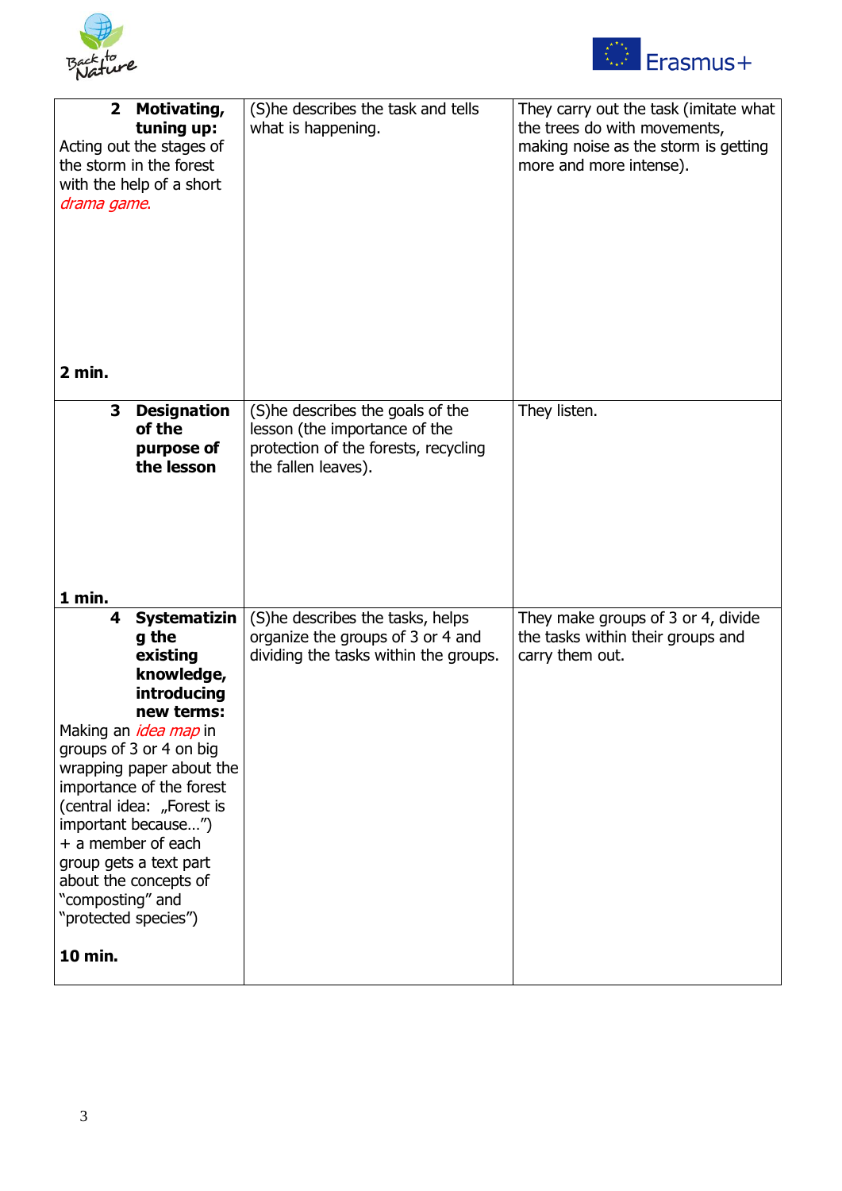| | | |
|---|---|---|
| **2 Motivating, tuning up:** Acting out the stages of the storm in the forest with the help of a short *drama game*. **2 min.** | (S)he describes the task and tells what is happening. | They carry out the task (imitate what the trees do with movements, making noise as the storm is getting more and more intense). |
| **3 Designation of the purpose of the lesson** **1 min.** | (S)he describes the goals of the lesson (the importance of the protection of the forests, recycling the fallen leaves). | They listen. |
| **4 Systematizing the existing knowledge, introducing new terms:** Making an *idea map* in groups of 3 or 4 on big wrapping paper about the importance of the forest (central idea: „Forest is important because…") + a member of each group gets a text part about the concepts of "composting" and "protected species") **10 min.** | (S)he describes the tasks, helps organize the groups of 3 or 4 and dividing the tasks within the groups. | They make groups of 3 or 4, divide the tasks within their groups and carry them out. |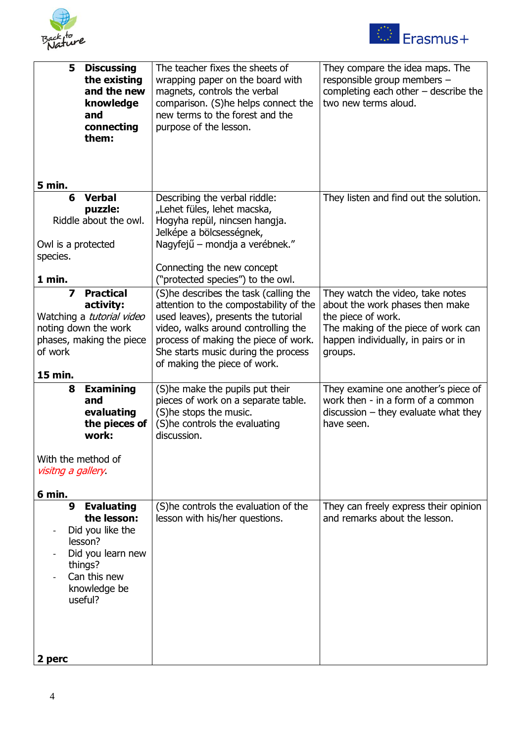| | | |
|---|---|---|
| **5 Discussing the existing and the new knowledge and connecting them:**<br><br>**5 min.** | The teacher fixes the sheets of wrapping paper on the board with magnets, controls the verbal comparison. (S)he helps connect the new terms to the forest and the purpose of the lesson. | They compare the idea maps. The responsible group members – completing each other – describe the two new terms aloud. |
| **6 Verbal puzzle:**<br>Riddle about the owl.<br><br>Owl is a protected species.<br><br>**1 min.** | Describing the verbal riddle:<br>„Lehet füles, lehet macska,<br>Hogyha repül, nincsen hangja.<br>Jelképe a bölcsességnek,<br>Nagyfejű – mondja a verébnek."<br><br>Connecting the new concept ("protected species") to the owl. | They listen and find out the solution. |
| **7 Practical activity:**<br>Watching a *tutorial video* noting down the work phases, making the piece of work<br><br>**15 min.** | (S)he describes the task (calling the attention to the compostability of the used leaves), presents the tutorial video, walks around controlling the process of making the piece of work. She starts music during the process of making the piece of work. | They watch the video, take notes about the work phases then make the piece of work.<br>The making of the piece of work can happen individually, in pairs or in groups. |
| **8 Examining and evaluating the pieces of work:**<br><br>With the method of *visitng a gallery*.<br><br>**6 min.** | (S)he make the pupils put their pieces of work on a separate table.<br>(S)he stops the music.<br>(S)he controls the evaluating discussion. | They examine one another's piece of work then - in a form of a common discussion – they evaluate what they have seen. |
| **9 Evaluating the lesson:**<br>- Did you like the lesson?<br>- Did you learn new things?<br>- Can this new knowledge be useful?<br><br>**2 perc** | (S)he controls the evaluation of the lesson with his/her questions. | They can freely express their opinion and remarks about the lesson. |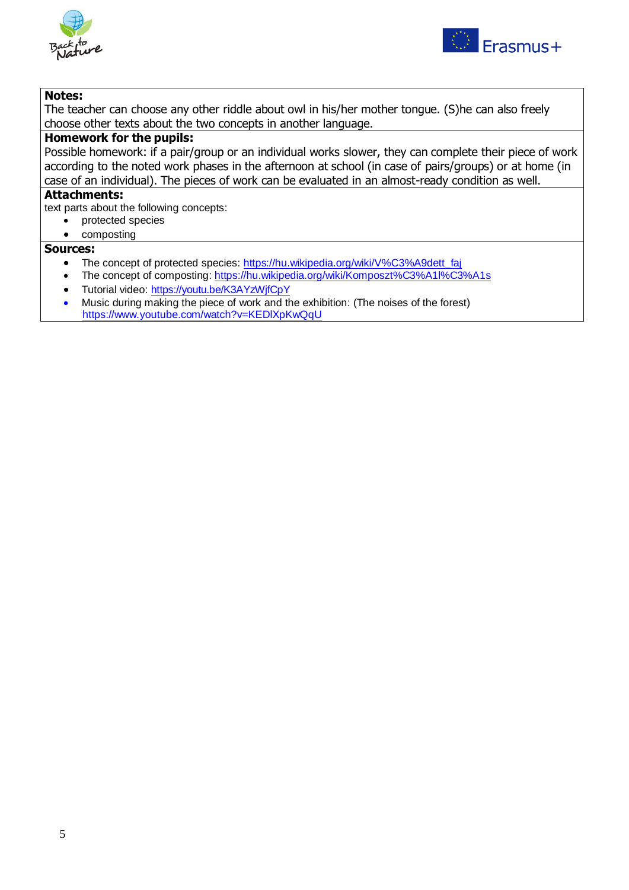**Notes:**
The teacher can choose any other riddle about owl in his/her mother tongue. (S)he can also freely choose other texts about the two concepts in another language.

**Homework for the pupils:**
Possible homework: if a pair/group or an individual works slower, they can complete their piece of work according to the noted work phases in the afternoon at school (in case of pairs/groups) or at home (in case of an individual). The pieces of work can be evaluated in an almost-ready condition as well.

**Attachments:**
text parts about the following concepts:

- protected species
- composting

**Sources:**

- The concept of protected species: https://hu.wikipedia.org/wiki/V%C3%A9dett_faj
- The concept of composting: https://hu.wikipedia.org/wiki/Komposzt%C3%A1l%C3%A1s
- Tutorial video: https://youtu.be/K3AYzWjfCpY
- Music during making the piece of work and the exhibition: (The noises of the forest) https://www.youtube.com/watch?v=KEDlXpKwQqU